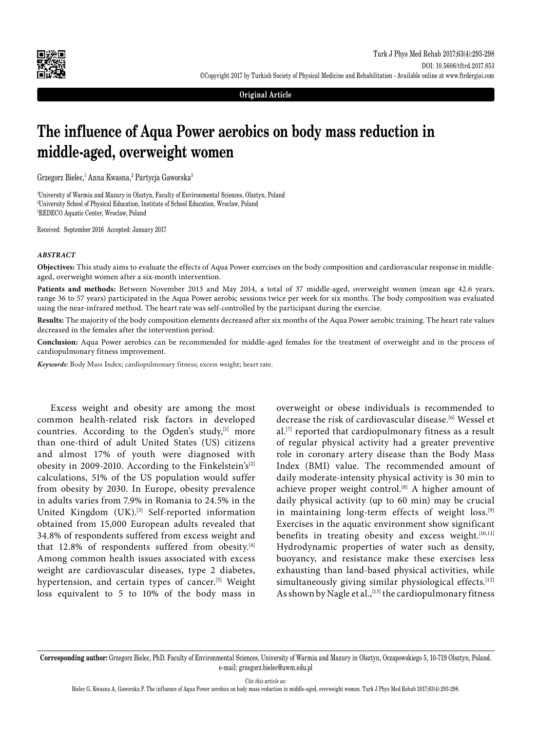Original Article

# The influence of Aqua Power aerobics on body mass reduction in middle-aged, overweight women

Grzegorz Bielec,[1] Anna Kwasna,[2] Partycja Gaworska[3]

[1]University of Warmia and Mazury in Olsztyn, Faculty of Environmental Sciences, Olsztyn, Poland
[2]University School of Physical Education, Institute of School Education, Wroclaw, Poland
[3]REDECO Aquatic Center, Wroclaw, Poland

Received: September 2016 Accepted: January 2017

### *ABSTRACT*

**Objectives:** This study aims to evaluate the effects of Aqua Power exercises on the body composition and cardiovascular response in middle-aged, overweight women after a six-month intervention.

**Patients and methods:** Between November 2013 and May 2014, a total of 37 middle-aged, overweight women (mean age 42.6 years, range 36 to 57 years) participated in the Aqua Power aerobic sessions twice per week for six months. The body composition was evaluated using the near-infrared method. The heart rate was self-controlled by the participant during the exercise.

**Results:** The majority of the body composition elements decreased after six months of the Aqua Power aerobic training. The heart rate values decreased in the females after the intervention period.

**Conclusion:** Aqua Power aerobics can be recommended for middle-aged females for the treatment of overweight and in the process of cardiopulmonary fitness improvement.

***Keywords:*** Body Mass Index; cardiopulmonary fitness; excess weight; heart rate.

Excess weight and obesity are among the most common health-related risk factors in developed countries. According to the Ogden's study,[1] more than one-third of adult United States (US) citizens and almost 17% of youth were diagnosed with obesity in 2009-2010. According to the Finkelstein's[2] calculations, 51% of the US population would suffer from obesity by 2030. In Europe, obesity prevalence in adults varies from 7.9% in Romania to 24.5% in the United Kingdom (UK).[3] Self-reported information obtained from 15,000 European adults revealed that 34.8% of respondents suffered from excess weight and that 12.8% of respondents suffered from obesity.[4] Among common health issues associated with excess weight are cardiovascular diseases, type 2 diabetes, hypertension, and certain types of cancer.[5] Weight loss equivalent to 5 to 10% of the body mass in overweight or obese individuals is recommended to decrease the risk of cardiovascular disease.[6] Wessel et al.[7] reported that cardiopulmonary fitness as a result of regular physical activity had a greater preventive role in coronary artery disease than the Body Mass Index (BMI) value. The recommended amount of daily moderate-intensity physical activity is 30 min to achieve proper weight control.[8] A higher amount of daily physical activity (up to 60 min) may be crucial in maintaining long-term effects of weight loss.[9] Exercises in the aquatic environment show significant benefits in treating obesity and excess weight.[10,11] Hydrodynamic properties of water such as density, buoyancy, and resistance make these exercises less exhausting than land-based physical activities, while simultaneously giving similar physiological effects.[12] As shown by Nagle et al.,[13] the cardiopulmonary fitness

**Corresponding author:** Grzegorz Bielec, PhD. Faculty of Environmental Sciences, University of Warmia and Mazury in Olsztyn, Oczapowskiego 5, 10-719 Olsztyn, Poland. e-mail: grzegorz.bielec@uwm.edu.pl

*Cite this article as:*
Bielec G, Kwasna A, Gaworska P. The influence of Aqua Power aerobics on body mass reduction in middle-aged, overweight women. Turk J Phys Med Rehab 2017;63(4):293-298.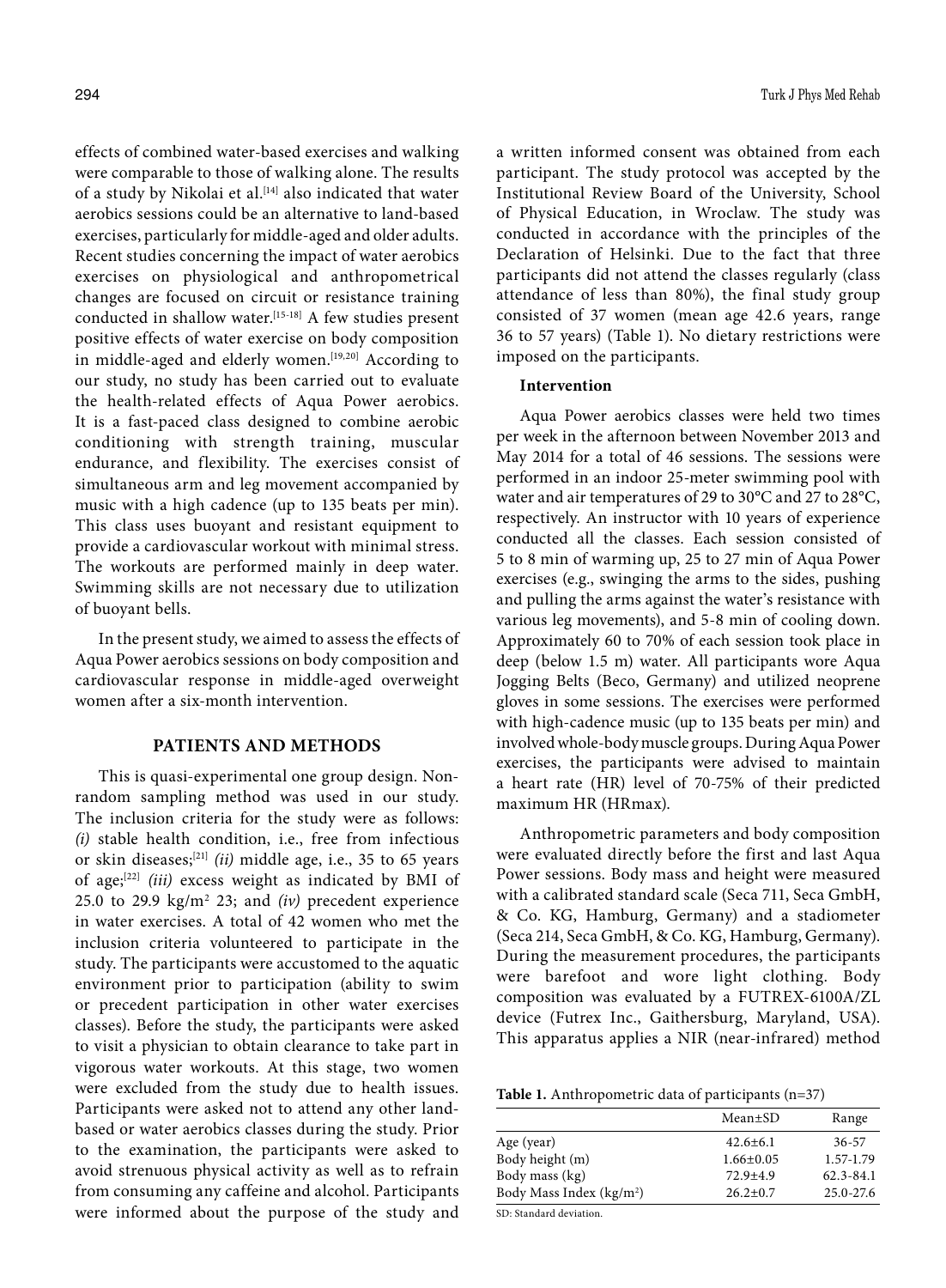effects of combined water-based exercises and walking were comparable to those of walking alone. The results of a study by Nikolai et al.[14] also indicated that water aerobics sessions could be an alternative to land-based exercises, particularly for middle-aged and older adults. Recent studies concerning the impact of water aerobics exercises on physiological and anthropometrical changes are focused on circuit or resistance training conducted in shallow water.[15-18] A few studies present positive effects of water exercise on body composition in middle-aged and elderly women.[19,20] According to our study, no study has been carried out to evaluate the health-related effects of Aqua Power aerobics. It is a fast-paced class designed to combine aerobic conditioning with strength training, muscular endurance, and flexibility. The exercises consist of simultaneous arm and leg movement accompanied by music with a high cadence (up to 135 beats per min). This class uses buoyant and resistant equipment to provide a cardiovascular workout with minimal stress. The workouts are performed mainly in deep water. Swimming skills are not necessary due to utilization of buoyant bells.

In the present study, we aimed to assess the effects of Aqua Power aerobics sessions on body composition and cardiovascular response in middle-aged overweight women after a six-month intervention.

## PATIENTS AND METHODS

This is quasi-experimental one group design. Non-random sampling method was used in our study. The inclusion criteria for the study were as follows: *(i)* stable health condition, i.e., free from infectious or skin diseases;[21] *(ii)* middle age, i.e., 35 to 65 years of age;[22] *(iii)* excess weight as indicated by BMI of 25.0 to 29.9 kg/m$^2$ 23; and *(iv)* precedent experience in water exercises. A total of 42 women who met the inclusion criteria volunteered to participate in the study. The participants were accustomed to the aquatic environment prior to participation (ability to swim or precedent participation in other water exercises classes). Before the study, the participants were asked to visit a physician to obtain clearance to take part in vigorous water workouts. At this stage, two women were excluded from the study due to health issues. Participants were asked not to attend any other land-based or water aerobics classes during the study. Prior to the examination, the participants were asked to avoid strenuous physical activity as well as to refrain from consuming any caffeine and alcohol. Participants were informed about the purpose of the study and a written informed consent was obtained from each participant. The study protocol was accepted by the Institutional Review Board of the University, School of Physical Education, in Wroclaw. The study was conducted in accordance with the principles of the Declaration of Helsinki. Due to the fact that three participants did not attend the classes regularly (class attendance of less than 80%), the final study group consisted of 37 women (mean age 42.6 years, range 36 to 57 years) (Table 1). No dietary restrictions were imposed on the participants.

### Intervention

Aqua Power aerobics classes were held two times per week in the afternoon between November 2013 and May 2014 for a total of 46 sessions. The sessions were performed in an indoor 25-meter swimming pool with water and air temperatures of 29 to 30°C and 27 to 28°C, respectively. An instructor with 10 years of experience conducted all the classes. Each session consisted of 5 to 8 min of warming up, 25 to 27 min of Aqua Power exercises (e.g., swinging the arms to the sides, pushing and pulling the arms against the water's resistance with various leg movements), and 5-8 min of cooling down. Approximately 60 to 70% of each session took place in deep (below 1.5 m) water. All participants wore Aqua Jogging Belts (Beco, Germany) and utilized neoprene gloves in some sessions. The exercises were performed with high-cadence music (up to 135 beats per min) and involved whole-body muscle groups. During Aqua Power exercises, the participants were advised to maintain a heart rate (HR) level of 70-75% of their predicted maximum HR (HRmax).

Anthropometric parameters and body composition were evaluated directly before the first and last Aqua Power sessions. Body mass and height were measured with a calibrated standard scale (Seca 711, Seca GmbH, & Co. KG, Hamburg, Germany) and a stadiometer (Seca 214, Seca GmbH, & Co. KG, Hamburg, Germany). During the measurement procedures, the participants were barefoot and wore light clothing. Body composition was evaluated by a FUTREX-6100A/ZL device (Futrex Inc., Gaithersburg, Maryland, USA). This apparatus applies a NIR (near-infrared) method

**Table 1.** Anthropometric data of participants (n=37)

| | Mean±SD | Range |
|---|---|---|
| Age (year) | 42.6±6.1 | 36-57 |
| Body height (m) | 1.66±0.05 | 1.57-1.79 |
| Body mass (kg) | 72.9±4.9 | 62.3-84.1 |
| Body Mass Index (kg/m$^2$) | 26.2±0.7 | 25.0-27.6 |

SD: Standard deviation.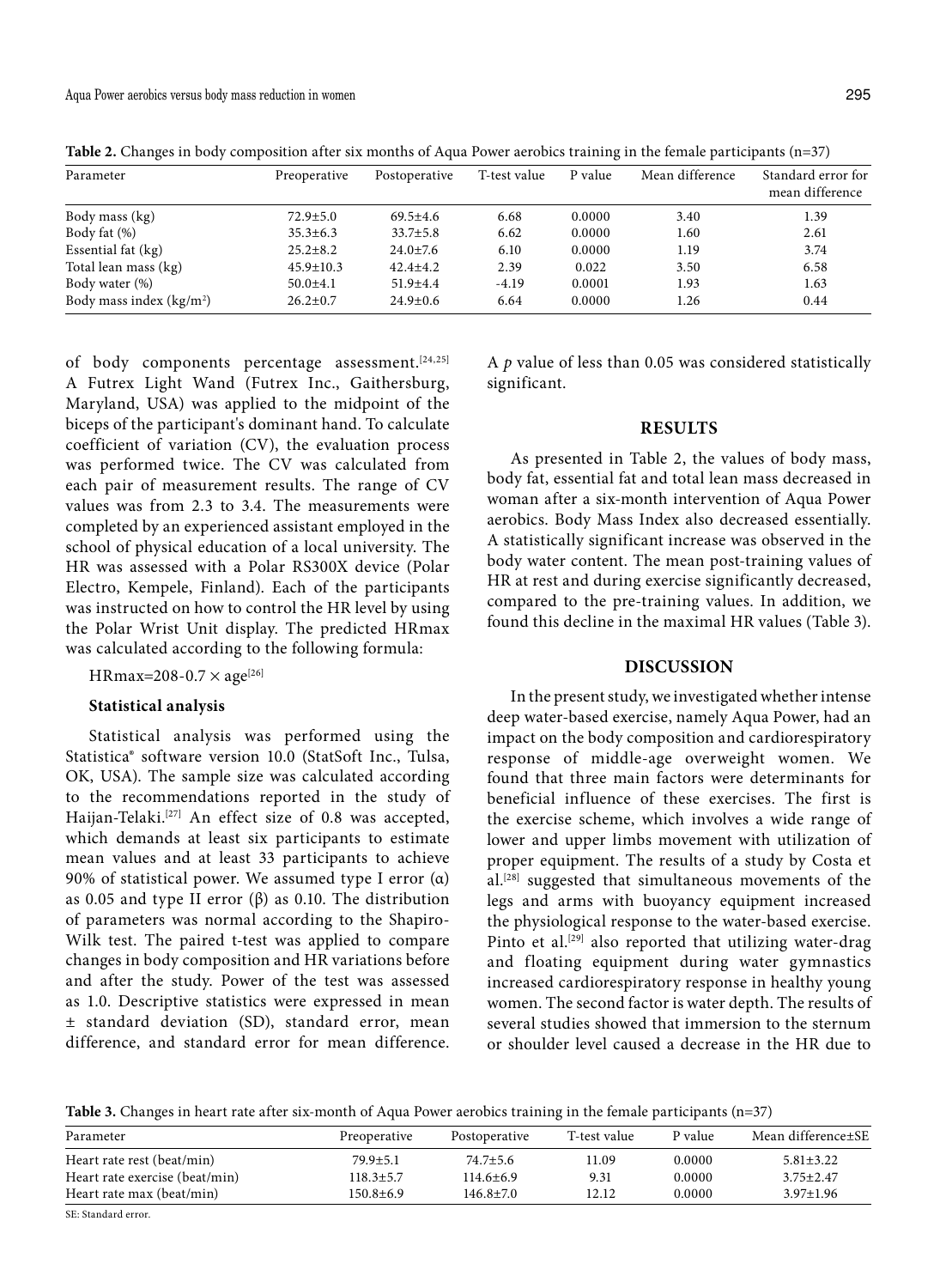**Table 2.** Changes in body composition after six months of Aqua Power aerobics training in the female participants (n=37)

| Parameter | Preoperative | Postoperative | T-test value | P value | Mean difference | Standard error for mean difference |
|---|---|---|---|---|---|---|
| Body mass (kg) | 72.9±5.0 | 69.5±4.6 | 6.68 | 0.0000 | 3.40 | 1.39 |
| Body fat (%) | 35.3±6.3 | 33.7±5.8 | 6.62 | 0.0000 | 1.60 | 2.61 |
| Essential fat (kg) | 25.2±8.2 | 24.0±7.6 | 6.10 | 0.0000 | 1.19 | 3.74 |
| Total lean mass (kg) | 45.9±10.3 | 42.4±4.2 | 2.39 | 0.022 | 3.50 | 6.58 |
| Body water (%) | 50.0±4.1 | 51.9±4.4 | -4.19 | 0.0001 | 1.93 | 1.63 |
| Body mass index (kg/m$^2$) | 26.2±0.7 | 24.9±0.6 | 6.64 | 0.0000 | 1.26 | 0.44 |

of body components percentage assessment.[24,25] A Futrex Light Wand (Futrex Inc., Gaithersburg, Maryland, USA) was applied to the midpoint of the biceps of the participant's dominant hand. To calculate coefficient of variation (CV), the evaluation process was performed twice. The CV was calculated from each pair of measurement results. The range of CV values was from 2.3 to 3.4. The measurements were completed by an experienced assistant employed in the school of physical education of a local university. The HR was assessed with a Polar RS300X device (Polar Electro, Kempele, Finland). Each of the participants was instructed on how to control the HR level by using the Polar Wrist Unit display. The predicted HRmax was calculated according to the following formula:

HRmax=208-0.7 × age[26]

### Statistical analysis

Statistical analysis was performed using the Statistica® software version 10.0 (StatSoft Inc., Tulsa, OK, USA). The sample size was calculated according to the recommendations reported in the study of Haijan-Telaki.[27] An effect size of 0.8 was accepted, which demands at least six participants to estimate mean values and at least 33 participants to achieve 90% of statistical power. We assumed type I error ($\alpha$) as 0.05 and type II error ($\beta$) as 0.10. The distribution of parameters was normal according to the Shapiro-Wilk test. The paired t-test was applied to compare changes in body composition and HR variations before and after the study. Power of the test was assessed as 1.0. Descriptive statistics were expressed in mean ± standard deviation (SD), standard error, mean difference, and standard error for mean difference. A *p* value of less than 0.05 was considered statistically significant.

## RESULTS

As presented in Table 2, the values of body mass, body fat, essential fat and total lean mass decreased in woman after a six-month intervention of Aqua Power aerobics. Body Mass Index also decreased essentially. A statistically significant increase was observed in the body water content. The mean post-training values of HR at rest and during exercise significantly decreased, compared to the pre-training values. In addition, we found this decline in the maximal HR values (Table 3).

## DISCUSSION

In the present study, we investigated whether intense deep water-based exercise, namely Aqua Power, had an impact on the body composition and cardiorespiratory response of middle-age overweight women. We found that three main factors were determinants for beneficial influence of these exercises. The first is the exercise scheme, which involves a wide range of lower and upper limbs movement with utilization of proper equipment. The results of a study by Costa et al.[28] suggested that simultaneous movements of the legs and arms with buoyancy equipment increased the physiological response to the water-based exercise. Pinto et al.[29] also reported that utilizing water-drag and floating equipment during water gymnastics increased cardiorespiratory response in healthy young women. The second factor is water depth. The results of several studies showed that immersion to the sternum or shoulder level caused a decrease in the HR due to

**Table 3.** Changes in heart rate after six-month of Aqua Power aerobics training in the female participants (n=37)

| Parameter | Preoperative | Postoperative | T-test value | P value | Mean difference±SE |
|---|---|---|---|---|---|
| Heart rate rest (beat/min) | 79.9±5.1 | 74.7±5.6 | 11.09 | 0.0000 | 5.81±3.22 |
| Heart rate exercise (beat/min) | 118.3±5.7 | 114.6±6.9 | 9.31 | 0.0000 | 3.75±2.47 |
| Heart rate max (beat/min) | 150.8±6.9 | 146.8±7.0 | 12.12 | 0.0000 | 3.97±1.96 |

SE: Standard error.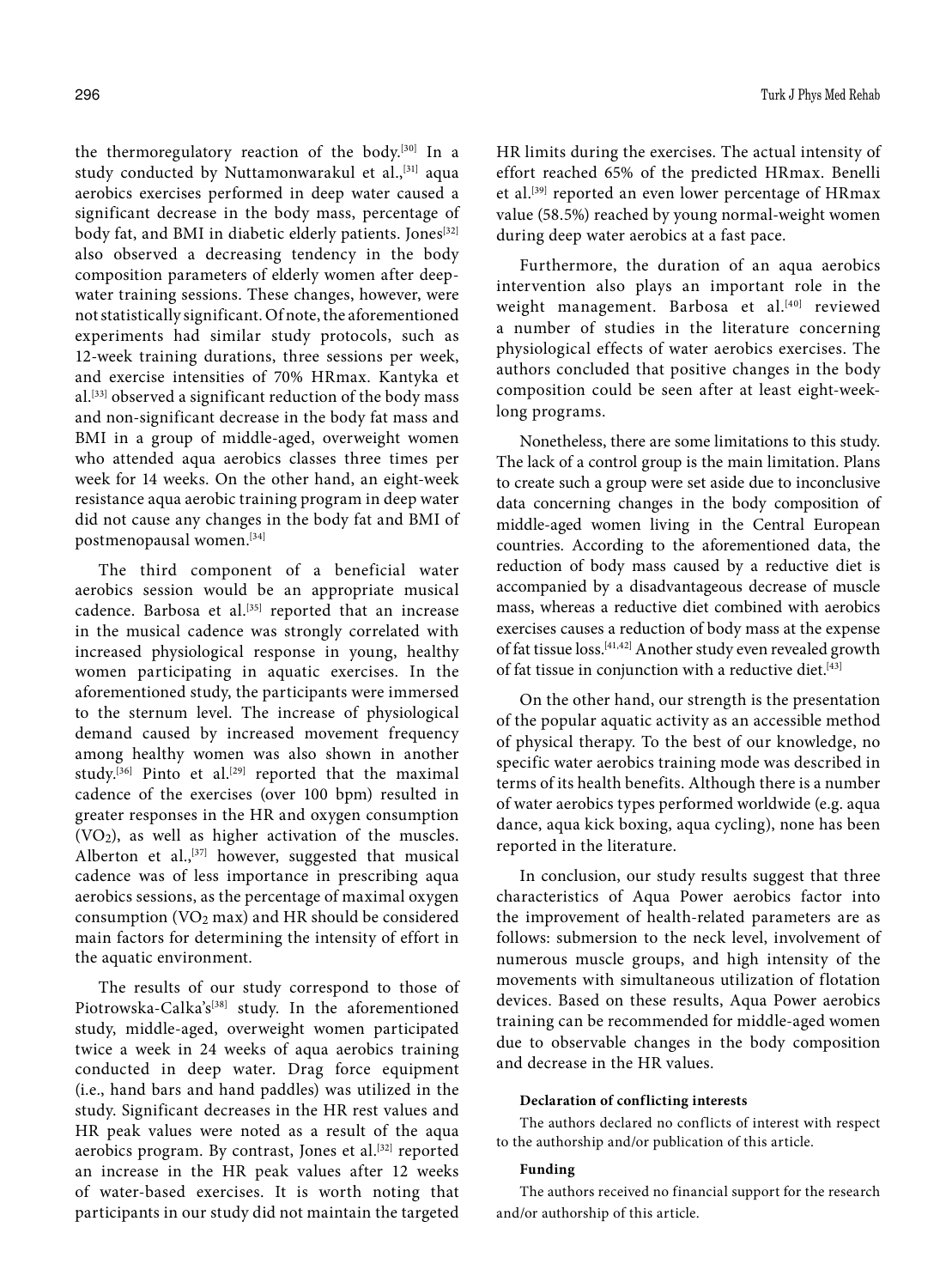the thermoregulatory reaction of the body.[30] In a study conducted by Nuttamonwarakul et al.,[31] aqua aerobics exercises performed in deep water caused a significant decrease in the body mass, percentage of body fat, and BMI in diabetic elderly patients. Jones[32] also observed a decreasing tendency in the body composition parameters of elderly women after deep-water training sessions. These changes, however, were not statistically significant. Of note, the aforementioned experiments had similar study protocols, such as 12-week training durations, three sessions per week, and exercise intensities of 70% HRmax. Kantyka et al.[33] observed a significant reduction of the body mass and non-significant decrease in the body fat mass and BMI in a group of middle-aged, overweight women who attended aqua aerobics classes three times per week for 14 weeks. On the other hand, an eight-week resistance aqua aerobic training program in deep water did not cause any changes in the body fat and BMI of postmenopausal women.[34]

The third component of a beneficial water aerobics session would be an appropriate musical cadence. Barbosa et al.[35] reported that an increase in the musical cadence was strongly correlated with increased physiological response in young, healthy women participating in aquatic exercises. In the aforementioned study, the participants were immersed to the sternum level. The increase of physiological demand caused by increased movement frequency among healthy women was also shown in another study.[36] Pinto et al.[29] reported that the maximal cadence of the exercises (over 100 bpm) resulted in greater responses in the HR and oxygen consumption ($VO_2$), as well as higher activation of the muscles. Alberton et al.,[37] however, suggested that musical cadence was of less importance in prescribing aqua aerobics sessions, as the percentage of maximal oxygen consumption ($VO_2$ max) and HR should be considered main factors for determining the intensity of effort in the aquatic environment.

The results of our study correspond to those of Piotrowska-Calka's[38] study. In the aforementioned study, middle-aged, overweight women participated twice a week in 24 weeks of aqua aerobics training conducted in deep water. Drag force equipment (i.e., hand bars and hand paddles) was utilized in the study. Significant decreases in the HR rest values and HR peak values were noted as a result of the aqua aerobics program. By contrast, Jones et al.[32] reported an increase in the HR peak values after 12 weeks of water-based exercises. It is worth noting that participants in our study did not maintain the targeted HR limits during the exercises. The actual intensity of effort reached 65% of the predicted HRmax. Benelli et al.[39] reported an even lower percentage of HRmax value (58.5%) reached by young normal-weight women during deep water aerobics at a fast pace.

Furthermore, the duration of an aqua aerobics intervention also plays an important role in the weight management. Barbosa et al.[40] reviewed a number of studies in the literature concerning physiological effects of water aerobics exercises. The authors concluded that positive changes in the body composition could be seen after at least eight-week-long programs.

Nonetheless, there are some limitations to this study. The lack of a control group is the main limitation. Plans to create such a group were set aside due to inconclusive data concerning changes in the body composition of middle-aged women living in the Central European countries. According to the aforementioned data, the reduction of body mass caused by a reductive diet is accompanied by a disadvantageous decrease of muscle mass, whereas a reductive diet combined with aerobics exercises causes a reduction of body mass at the expense of fat tissue loss.[41,42] Another study even revealed growth of fat tissue in conjunction with a reductive diet.[43]

On the other hand, our strength is the presentation of the popular aquatic activity as an accessible method of physical therapy. To the best of our knowledge, no specific water aerobics training mode was described in terms of its health benefits. Although there is a number of water aerobics types performed worldwide (e.g. aqua dance, aqua kick boxing, aqua cycling), none has been reported in the literature.

In conclusion, our study results suggest that three characteristics of Aqua Power aerobics factor into the improvement of health-related parameters are as follows: submersion to the neck level, involvement of numerous muscle groups, and high intensity of the movements with simultaneous utilization of flotation devices. Based on these results, Aqua Power aerobics training can be recommended for middle-aged women due to observable changes in the body composition and decrease in the HR values.

#### Declaration of conflicting interests

The authors declared no conflicts of interest with respect to the authorship and/or publication of this article.

#### Funding

The authors received no financial support for the research and/or authorship of this article.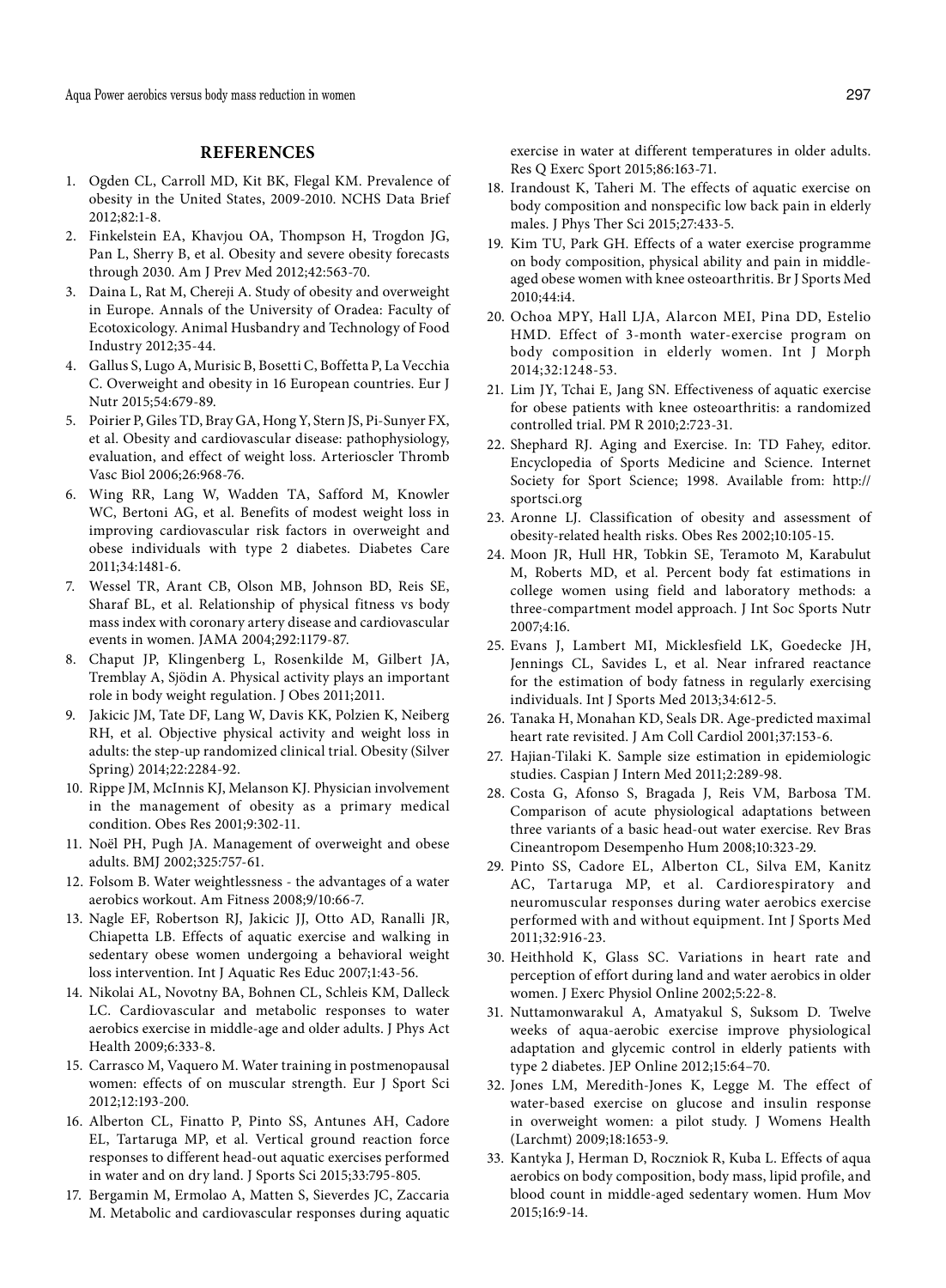## REFERENCES

1. Ogden CL, Carroll MD, Kit BK, Flegal KM. Prevalence of obesity in the United States, 2009-2010. NCHS Data Brief 2012;82:1-8.
2. Finkelstein EA, Khavjou OA, Thompson H, Trogdon JG, Pan L, Sherry B, et al. Obesity and severe obesity forecasts through 2030. Am J Prev Med 2012;42:563-70.
3. Daina L, Rat M, Chereji A. Study of obesity and overweight in Europe. Annals of the University of Oradea: Faculty of Ecotoxicology. Animal Husbandry and Technology of Food Industry 2012;35-44.
4. Gallus S, Lugo A, Murisic B, Bosetti C, Boffetta P, La Vecchia C. Overweight and obesity in 16 European countries. Eur J Nutr 2015;54:679-89.
5. Poirier P, Giles TD, Bray GA, Hong Y, Stern JS, Pi-Sunyer FX, et al. Obesity and cardiovascular disease: pathophysiology, evaluation, and effect of weight loss. Arterioscler Thromb Vasc Biol 2006;26:968-76.
6. Wing RR, Lang W, Wadden TA, Safford M, Knowler WC, Bertoni AG, et al. Benefits of modest weight loss in improving cardiovascular risk factors in overweight and obese individuals with type 2 diabetes. Diabetes Care 2011;34:1481-6.
7. Wessel TR, Arant CB, Olson MB, Johnson BD, Reis SE, Sharaf BL, et al. Relationship of physical fitness vs body mass index with coronary artery disease and cardiovascular events in women. JAMA 2004;292:1179-87.
8. Chaput JP, Klingenberg L, Rosenkilde M, Gilbert JA, Tremblay A, Sjödin A. Physical activity plays an important role in body weight regulation. J Obes 2011;2011.
9. Jakicic JM, Tate DF, Lang W, Davis KK, Polzien K, Neiberg RH, et al. Objective physical activity and weight loss in adults: the step-up randomized clinical trial. Obesity (Silver Spring) 2014;22:2284-92.
10. Rippe JM, McInnis KJ, Melanson KJ. Physician involvement in the management of obesity as a primary medical condition. Obes Res 2001;9:302-11.
11. Noël PH, Pugh JA. Management of overweight and obese adults. BMJ 2002;325:757-61.
12. Folsom B. Water weightlessness - the advantages of a water aerobics workout. Am Fitness 2008;9/10:66-7.
13. Nagle EF, Robertson RJ, Jakicic JJ, Otto AD, Ranalli JR, Chiapetta LB. Effects of aquatic exercise and walking in sedentary obese women undergoing a behavioral weight loss intervention. Int J Aquatic Res Educ 2007;1:43-56.
14. Nikolai AL, Novotny BA, Bohnen CL, Schleis KM, Dalleck LC. Cardiovascular and metabolic responses to water aerobics exercise in middle-age and older adults. J Phys Act Health 2009;6:333-8.
15. Carrasco M, Vaquero M. Water training in postmenopausal women: effects of on muscular strength. Eur J Sport Sci 2012;12:193-200.
16. Alberton CL, Finatto P, Pinto SS, Antunes AH, Cadore EL, Tartaruga MP, et al. Vertical ground reaction force responses to different head-out aquatic exercises performed in water and on dry land. J Sports Sci 2015;33:795-805.
17. Bergamin M, Ermolao A, Matten S, Sieverdes JC, Zaccaria M. Metabolic and cardiovascular responses during aquatic exercise in water at different temperatures in older adults. Res Q Exerc Sport 2015;86:163-71.
18. Irandoust K, Taheri M. The effects of aquatic exercise on body composition and nonspecific low back pain in elderly males. J Phys Ther Sci 2015;27:433-5.
19. Kim TU, Park GH. Effects of a water exercise programme on body composition, physical ability and pain in middle-aged obese women with knee osteoarthritis. Br J Sports Med 2010;44:i4.
20. Ochoa MPY, Hall LJA, Alarcon MEI, Pina DD, Estelio HMD. Effect of 3-month water-exercise program on body composition in elderly women. Int J Morph 2014;32:1248-53.
21. Lim JY, Tchai E, Jang SN. Effectiveness of aquatic exercise for obese patients with knee osteoarthritis: a randomized controlled trial. PM R 2010;2:723-31.
22. Shephard RJ. Aging and Exercise. In: TD Fahey, editor. Encyclopedia of Sports Medicine and Science. Internet Society for Sport Science; 1998. Available from: http://sportsci.org
23. Aronne LJ. Classification of obesity and assessment of obesity-related health risks. Obes Res 2002;10:105-15.
24. Moon JR, Hull HR, Tobkin SE, Teramoto M, Karabulut M, Roberts MD, et al. Percent body fat estimations in college women using field and laboratory methods: a three-compartment model approach. J Int Soc Sports Nutr 2007;4:16.
25. Evans J, Lambert MI, Micklesfield LK, Goedecke JH, Jennings CL, Savides L, et al. Near infrared reactance for the estimation of body fatness in regularly exercising individuals. Int J Sports Med 2013;34:612-5.
26. Tanaka H, Monahan KD, Seals DR. Age-predicted maximal heart rate revisited. J Am Coll Cardiol 2001;37:153-6.
27. Hajian-Tilaki K. Sample size estimation in epidemiologic studies. Caspian J Intern Med 2011;2:289-98.
28. Costa G, Afonso S, Bragada J, Reis VM, Barbosa TM. Comparison of acute physiological adaptations between three variants of a basic head-out water exercise. Rev Bras Cineantropom Desempenho Hum 2008;10:323-29.
29. Pinto SS, Cadore EL, Alberton CL, Silva EM, Kanitz AC, Tartaruga MP, et al. Cardiorespiratory and neuromuscular responses during water aerobics exercise performed with and without equipment. Int J Sports Med 2011;32:916-23.
30. Heithhold K, Glass SC. Variations in heart rate and perception of effort during land and water aerobics in older women. J Exerc Physiol Online 2002;5:22-8.
31. Nuttamonwarakul A, Amatyakul S, Suksom D. Twelve weeks of aqua-aerobic exercise improve physiological adaptation and glycemic control in elderly patients with type 2 diabetes. JEP Online 2012;15:64–70.
32. Jones LM, Meredith-Jones K, Legge M. The effect of water-based exercise on glucose and insulin response in overweight women: a pilot study. J Womens Health (Larchmt) 2009;18:1653-9.
33. Kantyka J, Herman D, Roczniok R, Kuba L. Effects of aqua aerobics on body composition, body mass, lipid profile, and blood count in middle-aged sedentary women. Hum Mov 2015;16:9-14.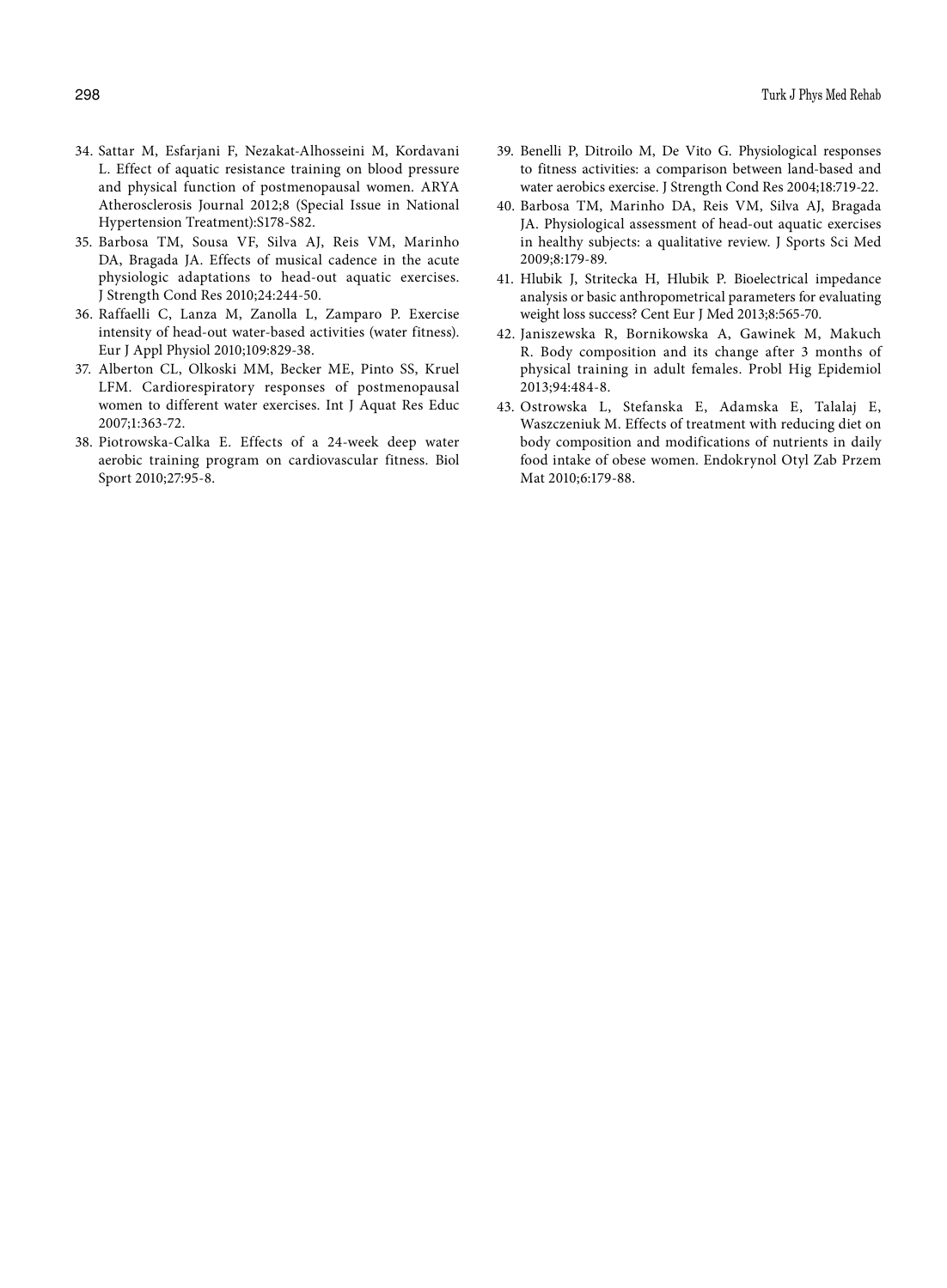34. Sattar M, Esfarjani F, Nezakat-Alhosseini M, Kordavani L. Effect of aquatic resistance training on blood pressure and physical function of postmenopausal women. ARYA Atherosclerosis Journal 2012;8 (Special Issue in National Hypertension Treatment):S178-S82.
35. Barbosa TM, Sousa VF, Silva AJ, Reis VM, Marinho DA, Bragada JA. Effects of musical cadence in the acute physiologic adaptations to head-out aquatic exercises. J Strength Cond Res 2010;24:244-50.
36. Raffaelli C, Lanza M, Zanolla L, Zamparo P. Exercise intensity of head-out water-based activities (water fitness). Eur J Appl Physiol 2010;109:829-38.
37. Alberton CL, Olkoski MM, Becker ME, Pinto SS, Kruel LFM. Cardiorespiratory responses of postmenopausal women to different water exercises. Int J Aquat Res Educ 2007;1:363-72.
38. Piotrowska-Calka E. Effects of a 24-week deep water aerobic training program on cardiovascular fitness. Biol Sport 2010;27:95-8.
39. Benelli P, Ditroilo M, De Vito G. Physiological responses to fitness activities: a comparison between land-based and water aerobics exercise. J Strength Cond Res 2004;18:719-22.
40. Barbosa TM, Marinho DA, Reis VM, Silva AJ, Bragada JA. Physiological assessment of head-out aquatic exercises in healthy subjects: a qualitative review. J Sports Sci Med 2009;8:179-89.
41. Hlubik J, Stritecka H, Hlubik P. Bioelectrical impedance analysis or basic anthropometrical parameters for evaluating weight loss success? Cent Eur J Med 2013;8:565-70.
42. Janiszewska R, Bornikowska A, Gawinek M, Makuch R. Body composition and its change after 3 months of physical training in adult females. Probl Hig Epidemiol 2013;94:484-8.
43. Ostrowska L, Stefanska E, Adamska E, Talalaj E, Waszczeniuk M. Effects of treatment with reducing diet on body composition and modifications of nutrients in daily food intake of obese women. Endokrynol Otyl Zab Przem Mat 2010;6:179-88.